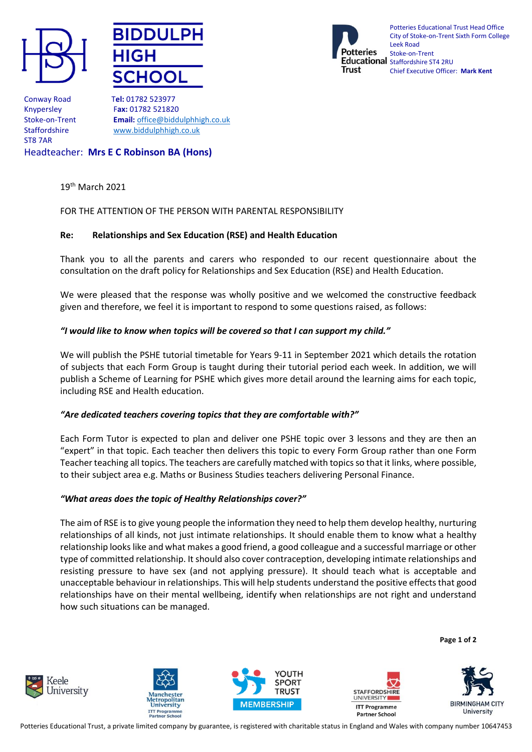**BIDDULPH HIGH SCHOOL**

Conway Road
Knypersley
Stoke-on-Trent
Staffordshire
ST8 7AR

**Tel:** 01782 523977
**Fax:** 01782 521820
**Email:** office@biddulphhigh.co.uk
www.biddulphhigh.co.uk

Headteacher: **Mrs E C Robinson BA (Hons)**

Potteries Educational Trust Head Office
City of Stoke-on-Trent Sixth Form College
Leek Road
Stoke-on-Trent
Staffordshire ST4 2RU
Chief Executive Officer: **Mark Kent**

19th March 2021

FOR THE ATTENTION OF THE PERSON WITH PARENTAL RESPONSIBILITY

**Re: Relationships and Sex Education (RSE) and Health Education**

Thank you to all the parents and carers who responded to our recent questionnaire about the consultation on the draft policy for Relationships and Sex Education (RSE) and Health Education.

We were pleased that the response was wholly positive and we welcomed the constructive feedback given and therefore, we feel it is important to respond to some questions raised, as follows:

***"I would like to know when topics will be covered so that I can support my child."***

We will publish the PSHE tutorial timetable for Years 9-11 in September 2021 which details the rotation of subjects that each Form Group is taught during their tutorial period each week. In addition, we will publish a Scheme of Learning for PSHE which gives more detail around the learning aims for each topic, including RSE and Health education.

***"Are dedicated teachers covering topics that they are comfortable with?"***

Each Form Tutor is expected to plan and deliver one PSHE topic over 3 lessons and they are then an "expert" in that topic. Each teacher then delivers this topic to every Form Group rather than one Form Teacher teaching all topics. The teachers are carefully matched with topics so that it links, where possible, to their subject area e.g. Maths or Business Studies teachers delivering Personal Finance.

***"What areas does the topic of Healthy Relationships cover?"***

The aim of RSE is to give young people the information they need to help them develop healthy, nurturing relationships of all kinds, not just intimate relationships. It should enable them to know what a healthy relationship looks like and what makes a good friend, a good colleague and a successful marriage or other type of committed relationship. It should also cover contraception, developing intimate relationships and resisting pressure to have sex (and not applying pressure). It should teach what is acceptable and unacceptable behaviour in relationships. This will help students understand the positive effects that good relationships have on their mental wellbeing, identify when relationships are not right and understand how such situations can be managed.

Potteries Educational Trust, a private limited company by guarantee, is registered with charitable status in England and Wales with company number 10647453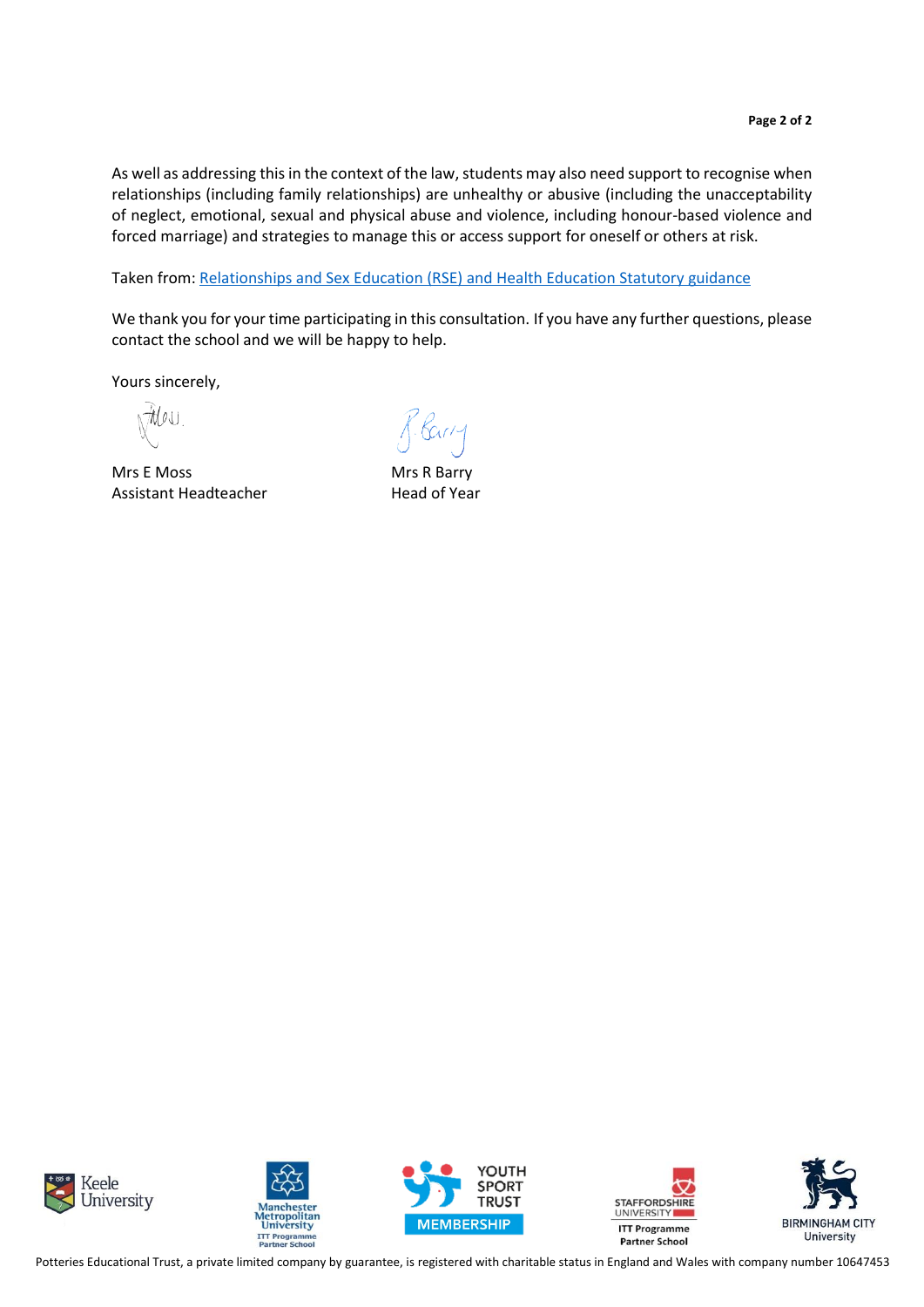As well as addressing this in the context of the law, students may also need support to recognise when relationships (including family relationships) are unhealthy or abusive (including the unacceptability of neglect, emotional, sexual and physical abuse and violence, including honour-based violence and forced marriage) and strategies to manage this or access support for oneself or others at risk.

Taken from: [Relationships and Sex Education (RSE) and Health Education Statutory guidance]

We thank you for your time participating in this consultation. If you have any further questions, please contact the school and we will be happy to help.

Yours sincerely,

Mrs E Moss
Assistant Headteacher

Mrs R Barry
Head of Year

Keele University

Manchester Metropolitan University ITT Programme Partner School

YOUTH SPORT TRUST MEMBERSHIP

STAFFORDSHIRE UNIVERSITY ITT Programme Partner School

BIRMINGHAM CITY University

Potteries Educational Trust, a private limited company by guarantee, is registered with charitable status in England and Wales with company number 10647453